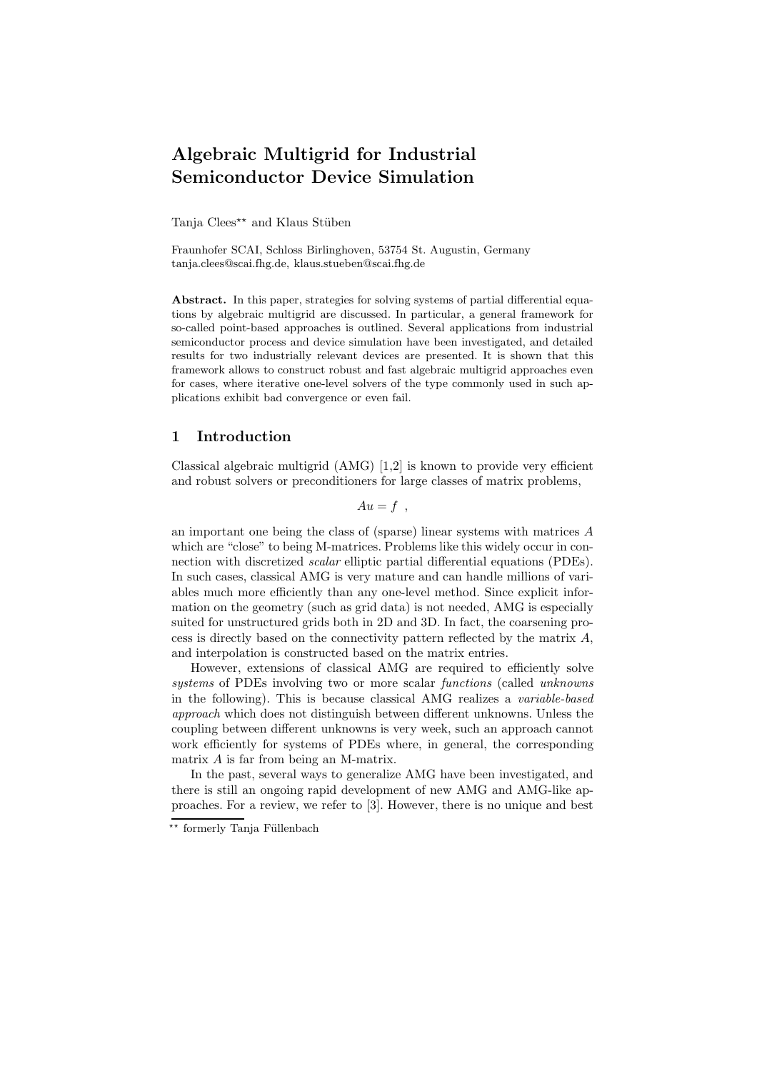# Algebraic Multigrid for Industrial Semiconductor Device Simulation

Tanja Clees** and Klaus Stüben

Fraunhofer SCAI, Schloss Birlinghoven, 53754 St. Augustin, Germany
tanja.clees@scai.fhg.de, klaus.stueben@scai.fhg.de

**Abstract.** In this paper, strategies for solving systems of partial differential equations by algebraic multigrid are discussed. In particular, a general framework for so-called point-based approaches is outlined. Several applications from industrial semiconductor process and device simulation have been investigated, and detailed results for two industrially relevant devices are presented. It is shown that this framework allows to construct robust and fast algebraic multigrid approaches even for cases, where iterative one-level solvers of the type commonly used in such applications exhibit bad convergence or even fail.

## 1 Introduction

Classical algebraic multigrid (AMG) [1,2] is known to provide very efficient and robust solvers or preconditioners for large classes of matrix problems,

$$Au = f \ ,$$

an important one being the class of (sparse) linear systems with matrices $A$ which are "close" to being M-matrices. Problems like this widely occur in connection with discretized *scalar* elliptic partial differential equations (PDEs). In such cases, classical AMG is very mature and can handle millions of variables much more efficiently than any one-level method. Since explicit information on the geometry (such as grid data) is not needed, AMG is especially suited for unstructured grids both in 2D and 3D. In fact, the coarsening process is directly based on the connectivity pattern reflected by the matrix $A$, and interpolation is constructed based on the matrix entries.

However, extensions of classical AMG are required to efficiently solve *systems* of PDEs involving two or more scalar *functions* (called *unknowns* in the following). This is because classical AMG realizes a *variable-based approach* which does not distinguish between different unknowns. Unless the coupling between different unknowns is very week, such an approach cannot work efficiently for systems of PDEs where, in general, the corresponding matrix $A$ is far from being an M-matrix.

In the past, several ways to generalize AMG have been investigated, and there is still an ongoing rapid development of new AMG and AMG-like approaches. For a review, we refer to [3]. However, there is no unique and best

** formerly Tanja Füllenbach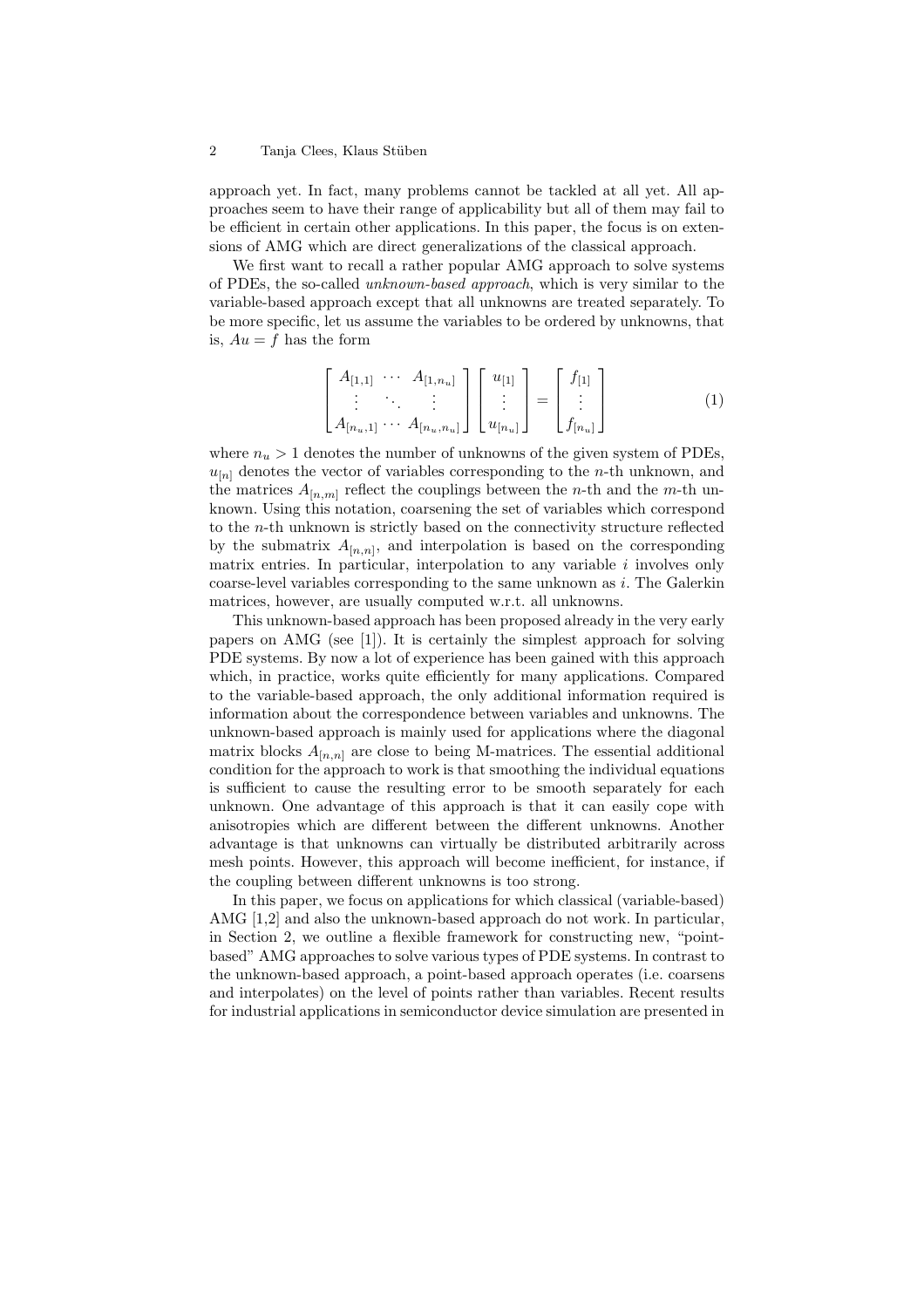approach yet. In fact, many problems cannot be tackled at all yet. All approaches seem to have their range of applicability but all of them may fail to be efficient in certain other applications. In this paper, the focus is on extensions of AMG which are direct generalizations of the classical approach.

We first want to recall a rather popular AMG approach to solve systems of PDEs, the so-called *unknown-based approach*, which is very similar to the variable-based approach except that all unknowns are treated separately. To be more specific, let us assume the variables to be ordered by unknowns, that is, $Au = f$ has the form

$$\begin{bmatrix} A_{[1,1]} & \cdots & A_{[1,n_u]} \\ \vdots & \ddots & \vdots \\ A_{[n_u,1]} & \cdots & A_{[n_u,n_u]} \end{bmatrix} \begin{bmatrix} u_{[1]} \\ \vdots \\ u_{[n_u]} \end{bmatrix} = \begin{bmatrix} f_{[1]} \\ \vdots \\ f_{[n_u]} \end{bmatrix} \tag{1}$$

where $n_u > 1$ denotes the number of unknowns of the given system of PDEs, $u_{[n]}$ denotes the vector of variables corresponding to the $n$-th unknown, and the matrices $A_{[n,m]}$ reflect the couplings between the $n$-th and the $m$-th unknown. Using this notation, coarsening the set of variables which correspond to the $n$-th unknown is strictly based on the connectivity structure reflected by the submatrix $A_{[n,n]}$, and interpolation is based on the corresponding matrix entries. In particular, interpolation to any variable $i$ involves only coarse-level variables corresponding to the same unknown as $i$. The Galerkin matrices, however, are usually computed w.r.t. all unknowns.

This unknown-based approach has been proposed already in the very early papers on AMG (see [1]). It is certainly the simplest approach for solving PDE systems. By now a lot of experience has been gained with this approach which, in practice, works quite efficiently for many applications. Compared to the variable-based approach, the only additional information required is information about the correspondence between variables and unknowns. The unknown-based approach is mainly used for applications where the diagonal matrix blocks $A_{[n,n]}$ are close to being M-matrices. The essential additional condition for the approach to work is that smoothing the individual equations is sufficient to cause the resulting error to be smooth separately for each unknown. One advantage of this approach is that it can easily cope with anisotropies which are different between the different unknowns. Another advantage is that unknowns can virtually be distributed arbitrarily across mesh points. However, this approach will become inefficient, for instance, if the coupling between different unknowns is too strong.

In this paper, we focus on applications for which classical (variable-based) AMG [1,2] and also the unknown-based approach do not work. In particular, in Section 2, we outline a flexible framework for constructing new, "point-based" AMG approaches to solve various types of PDE systems. In contrast to the unknown-based approach, a point-based approach operates (i.e. coarsens and interpolates) on the level of points rather than variables. Recent results for industrial applications in semiconductor device simulation are presented in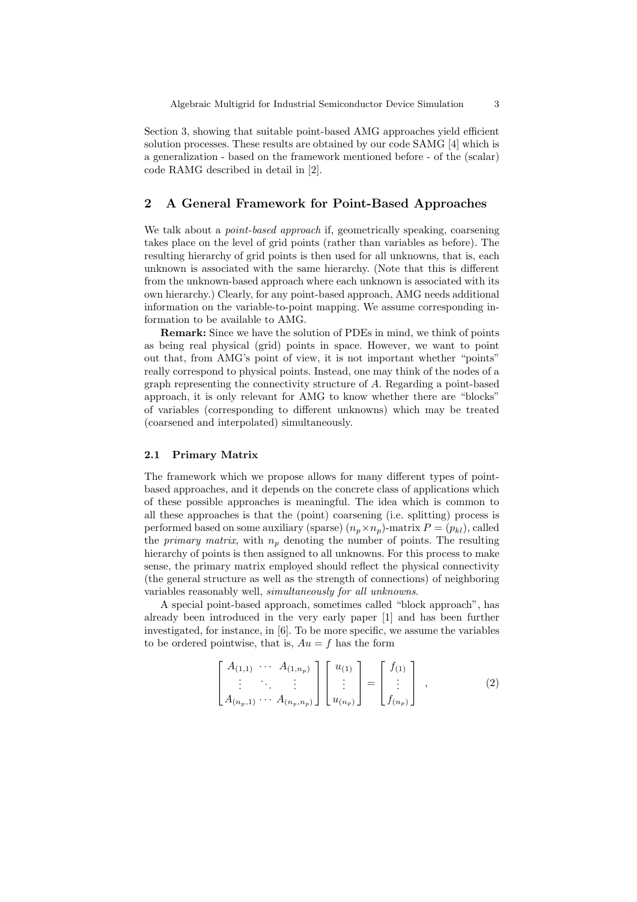Section 3, showing that suitable point-based AMG approaches yield efficient solution processes. These results are obtained by our code SAMG [4] which is a generalization - based on the framework mentioned before - of the (scalar) code RAMG described in detail in [2].

## 2 A General Framework for Point-Based Approaches

We talk about a *point-based approach* if, geometrically speaking, coarsening takes place on the level of grid points (rather than variables as before). The resulting hierarchy of grid points is then used for all unknowns, that is, each unknown is associated with the same hierarchy. (Note that this is different from the unknown-based approach where each unknown is associated with its own hierarchy.) Clearly, for any point-based approach, AMG needs additional information on the variable-to-point mapping. We assume corresponding information to be available to AMG.

**Remark:** Since we have the solution of PDEs in mind, we think of points as being real physical (grid) points in space. However, we want to point out that, from AMG's point of view, it is not important whether "points" really correspond to physical points. Instead, one may think of the nodes of a graph representing the connectivity structure of $A$. Regarding a point-based approach, it is only relevant for AMG to know whether there are "blocks" of variables (corresponding to different unknowns) which may be treated (coarsened and interpolated) simultaneously.

### 2.1 Primary Matrix

The framework which we propose allows for many different types of point-based approaches, and it depends on the concrete class of applications which of these possible approaches is meaningful. The idea which is common to all these approaches is that the (point) coarsening (i.e. splitting) process is performed based on some auxiliary (sparse) $(n_p \times n_p)$-matrix $P = (p_{kl})$, called the *primary matrix*, with $n_p$ denoting the number of points. The resulting hierarchy of points is then assigned to all unknowns. For this process to make sense, the primary matrix employed should reflect the physical connectivity (the general structure as well as the strength of connections) of neighboring variables reasonably well, *simultaneously for all unknowns*.

A special point-based approach, sometimes called "block approach", has already been introduced in the very early paper [1] and has been further investigated, for instance, in [6]. To be more specific, we assume the variables to be ordered pointwise, that is, $Au = f$ has the form

$$
\begin{bmatrix} A_{(1,1)} & \cdots & A_{(1,n_p)} \\ \vdots & \ddots & \vdots \\ A_{(n_p,1)} & \cdots & A_{(n_p,n_p)} \end{bmatrix} \begin{bmatrix} u_{(1)} \\ \vdots \\ u_{(n_p)} \end{bmatrix} = \begin{bmatrix} f_{(1)} \\ \vdots \\ f_{(n_p)} \end{bmatrix} , \qquad (2)
$$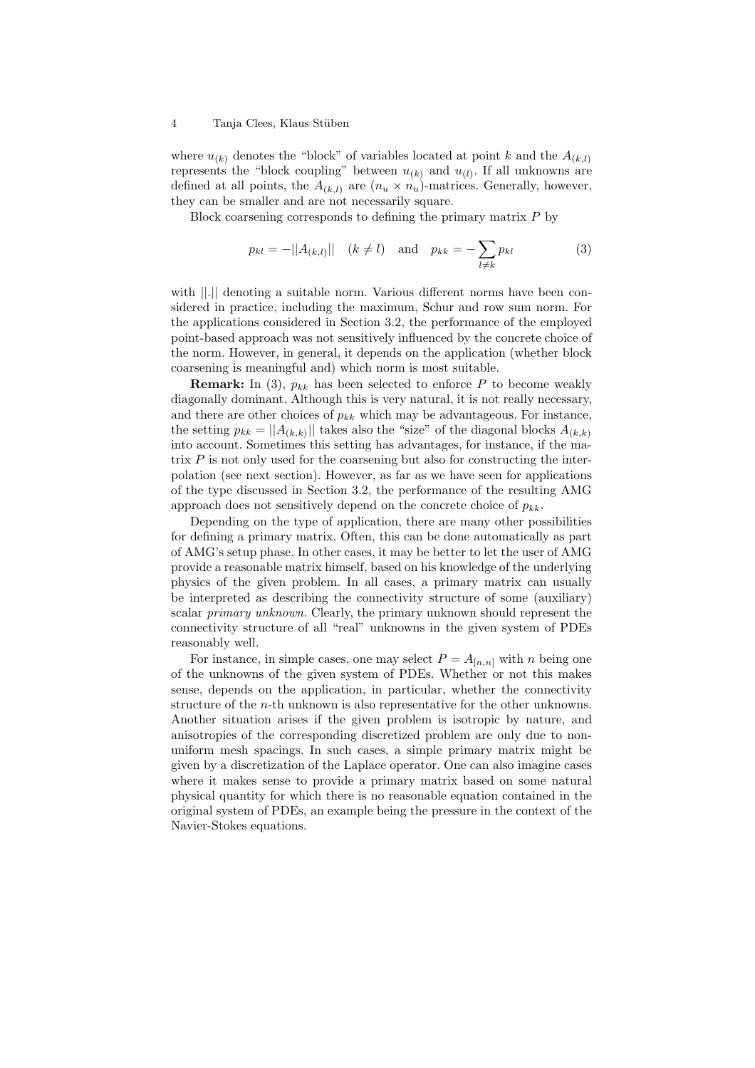where $u_{(k)}$ denotes the "block" of variables located at point $k$ and the $A_{(k,l)}$ represents the "block coupling" between $u_{(k)}$ and $u_{(l)}$. If all unknowns are defined at all points, the $A_{(k,l)}$ are $(n_u \times n_u)$-matrices. Generally, however, they can be smaller and are not necessarily square.

Block coarsening corresponds to defining the primary matrix $P$ by

$$p_{kl} = -||A_{(k,l)}|| \quad (k \neq l) \quad \text{and} \quad p_{kk} = -\sum_{l \neq k} p_{kl} \tag{3}$$

with $||.||$ denoting a suitable norm. Various different norms have been considered in practice, including the maximum, Schur and row sum norm. For the applications considered in Section 3.2, the performance of the employed point-based approach was not sensitively influenced by the concrete choice of the norm. However, in general, it depends on the application (whether block coarsening is meaningful and) which norm is most suitable.

**Remark:** In (3), $p_{kk}$ has been selected to enforce $P$ to become weakly diagonally dominant. Although this is very natural, it is not really necessary, and there are other choices of $p_{kk}$ which may be advantageous. For instance, the setting $p_{kk} = ||A_{(k,k)}||$ takes also the "size" of the diagonal blocks $A_{(k,k)}$ into account. Sometimes this setting has advantages, for instance, if the matrix $P$ is not only used for the coarsening but also for constructing the interpolation (see next section). However, as far as we have seen for applications of the type discussed in Section 3.2, the performance of the resulting AMG approach does not sensitively depend on the concrete choice of $p_{kk}$.

Depending on the type of application, there are many other possibilities for defining a primary matrix. Often, this can be done automatically as part of AMG's setup phase. In other cases, it may be better to let the user of AMG provide a reasonable matrix himself, based on his knowledge of the underlying physics of the given problem. In all cases, a primary matrix can usually be interpreted as describing the connectivity structure of some (auxiliary) scalar *primary unknown*. Clearly, the primary unknown should represent the connectivity structure of all "real" unknowns in the given system of PDEs reasonably well.

For instance, in simple cases, one may select $P = A_{[n,n]}$ with $n$ being one of the unknowns of the given system of PDEs. Whether or not this makes sense, depends on the application, in particular, whether the connectivity structure of the $n$-th unknown is also representative for the other unknowns. Another situation arises if the given problem is isotropic by nature, and anisotropies of the corresponding discretized problem are only due to non-uniform mesh spacings. In such cases, a simple primary matrix might be given by a discretization of the Laplace operator. One can also imagine cases where it makes sense to provide a primary matrix based on some natural physical quantity for which there is no reasonable equation contained in the original system of PDEs, an example being the pressure in the context of the Navier-Stokes equations.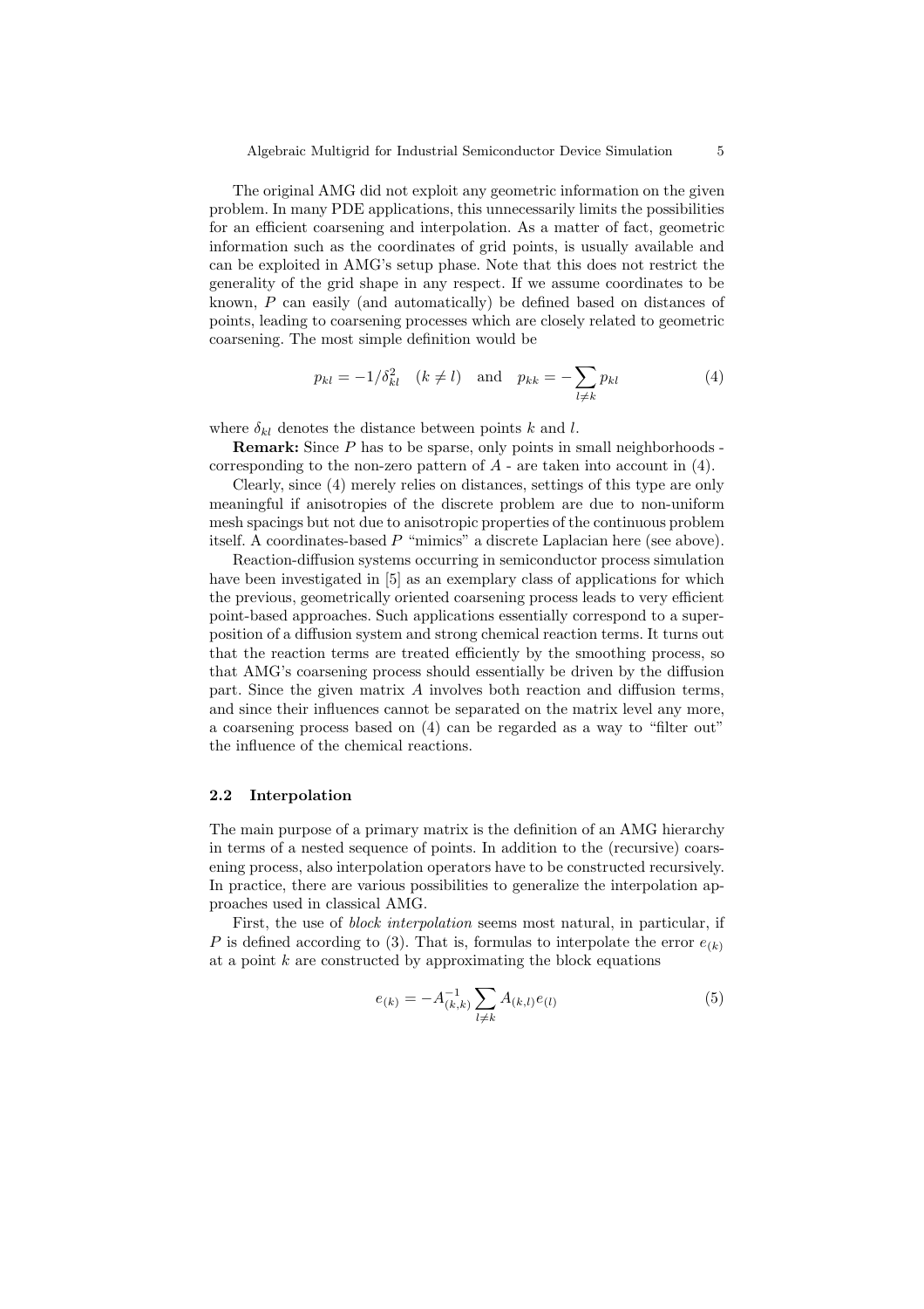The original AMG did not exploit any geometric information on the given problem. In many PDE applications, this unnecessarily limits the possibilities for an efficient coarsening and interpolation. As a matter of fact, geometric information such as the coordinates of grid points, is usually available and can be exploited in AMG's setup phase. Note that this does not restrict the generality of the grid shape in any respect. If we assume coordinates to be known, $P$ can easily (and automatically) be defined based on distances of points, leading to coarsening processes which are closely related to geometric coarsening. The most simple definition would be

$$p_{kl} = -1/\delta_{kl}^2 \quad (k \neq l) \quad \text{and} \quad p_{kk} = -\sum_{l \neq k} p_{kl} \tag{4}$$

where $\delta_{kl}$ denotes the distance between points $k$ and $l$.

**Remark:** Since $P$ has to be sparse, only points in small neighborhoods - corresponding to the non-zero pattern of $A$ - are taken into account in (4).

Clearly, since (4) merely relies on distances, settings of this type are only meaningful if anisotropies of the discrete problem are due to non-uniform mesh spacings but not due to anisotropic properties of the continuous problem itself. A coordinates-based $P$ "mimics" a discrete Laplacian here (see above).

Reaction-diffusion systems occurring in semiconductor process simulation have been investigated in [5] as an exemplary class of applications for which the previous, geometrically oriented coarsening process leads to very efficient point-based approaches. Such applications essentially correspond to a superposition of a diffusion system and strong chemical reaction terms. It turns out that the reaction terms are treated efficiently by the smoothing process, so that AMG's coarsening process should essentially be driven by the diffusion part. Since the given matrix $A$ involves both reaction and diffusion terms, and since their influences cannot be separated on the matrix level any more, a coarsening process based on (4) can be regarded as a way to "filter out" the influence of the chemical reactions.

### 2.2 Interpolation

The main purpose of a primary matrix is the definition of an AMG hierarchy in terms of a nested sequence of points. In addition to the (recursive) coarsening process, also interpolation operators have to be constructed recursively. In practice, there are various possibilities to generalize the interpolation approaches used in classical AMG.

First, the use of *block interpolation* seems most natural, in particular, if $P$ is defined according to (3). That is, formulas to interpolate the error $e_{(k)}$ at a point $k$ are constructed by approximating the block equations

$$e_{(k)} = -A_{(k,k)}^{-1} \sum_{l \neq k} A_{(k,l)} e_{(l)} \tag{5}$$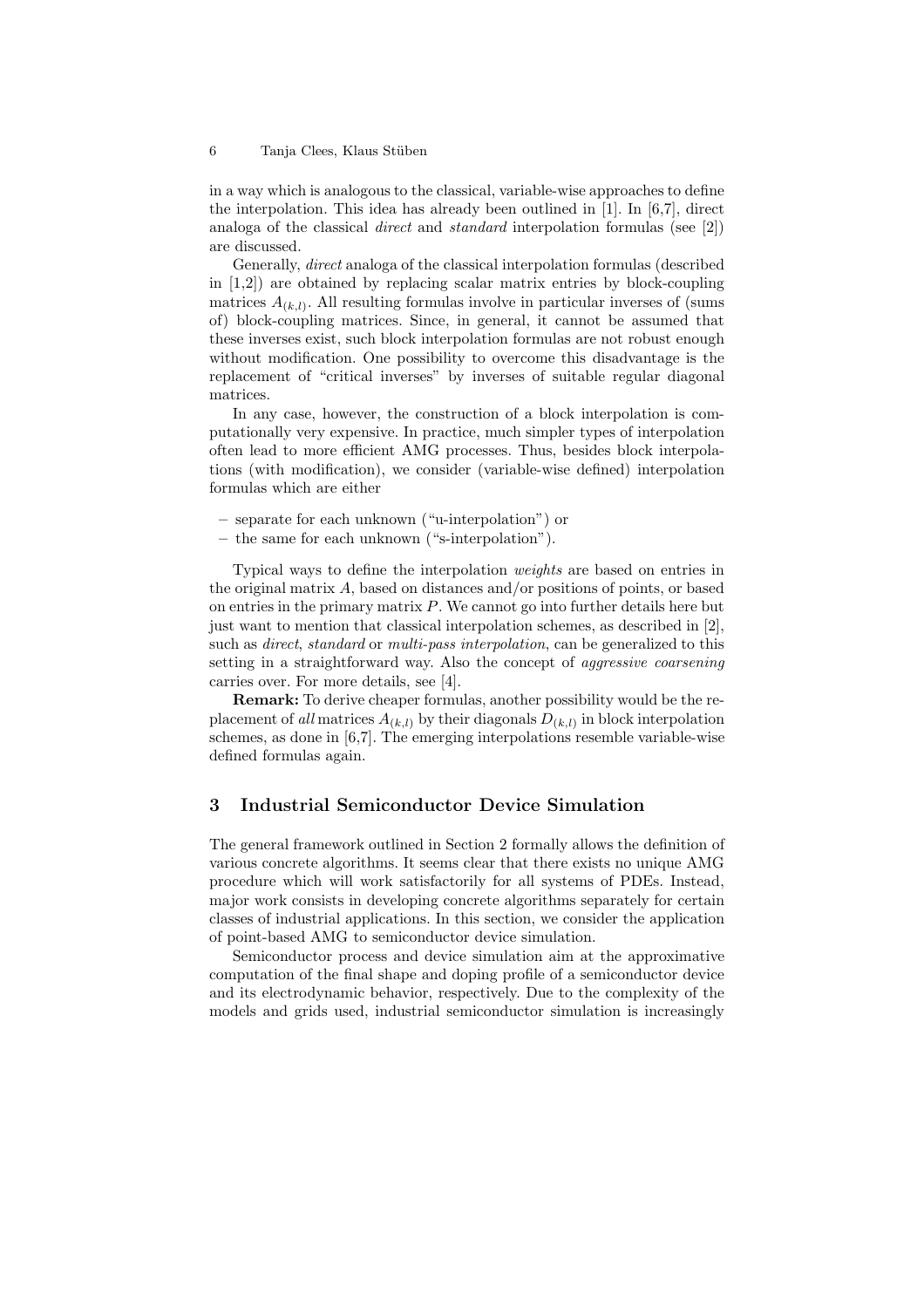in a way which is analogous to the classical, variable-wise approaches to define the interpolation. This idea has already been outlined in [1]. In [6,7], direct analoga of the classical *direct* and *standard* interpolation formulas (see [2]) are discussed.

Generally, *direct* analoga of the classical interpolation formulas (described in [1,2]) are obtained by replacing scalar matrix entries by block-coupling matrices $A_{(k,l)}$. All resulting formulas involve in particular inverses of (sums of) block-coupling matrices. Since, in general, it cannot be assumed that these inverses exist, such block interpolation formulas are not robust enough without modification. One possibility to overcome this disadvantage is the replacement of "critical inverses" by inverses of suitable regular diagonal matrices.

In any case, however, the construction of a block interpolation is computationally very expensive. In practice, much simpler types of interpolation often lead to more efficient AMG processes. Thus, besides block interpolations (with modification), we consider (variable-wise defined) interpolation formulas which are either

- separate for each unknown ("u-interpolation") or
- the same for each unknown ("s-interpolation").

Typical ways to define the interpolation *weights* are based on entries in the original matrix $A$, based on distances and/or positions of points, or based on entries in the primary matrix $P$. We cannot go into further details here but just want to mention that classical interpolation schemes, as described in [2], such as *direct*, *standard* or *multi-pass interpolation*, can be generalized to this setting in a straightforward way. Also the concept of *aggressive coarsening* carries over. For more details, see [4].

**Remark:** To derive cheaper formulas, another possibility would be the replacement of *all* matrices $A_{(k,l)}$ by their diagonals $D_{(k,l)}$ in block interpolation schemes, as done in [6,7]. The emerging interpolations resemble variable-wise defined formulas again.

## 3 Industrial Semiconductor Device Simulation

The general framework outlined in Section 2 formally allows the definition of various concrete algorithms. It seems clear that there exists no unique AMG procedure which will work satisfactorily for all systems of PDEs. Instead, major work consists in developing concrete algorithms separately for certain classes of industrial applications. In this section, we consider the application of point-based AMG to semiconductor device simulation.

Semiconductor process and device simulation aim at the approximative computation of the final shape and doping profile of a semiconductor device and its electrodynamic behavior, respectively. Due to the complexity of the models and grids used, industrial semiconductor simulation is increasingly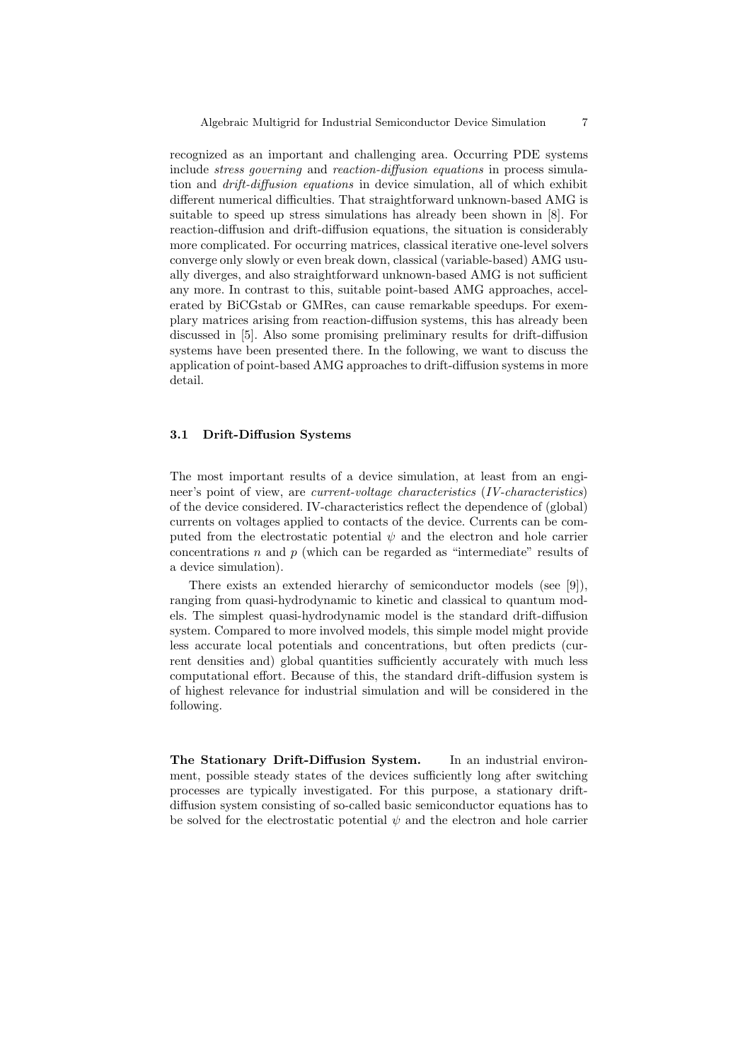recognized as an important and challenging area. Occurring PDE systems include *stress governing* and *reaction-diffusion equations* in process simulation and *drift-diffusion equations* in device simulation, all of which exhibit different numerical difficulties. That straightforward unknown-based AMG is suitable to speed up stress simulations has already been shown in [8]. For reaction-diffusion and drift-diffusion equations, the situation is considerably more complicated. For occurring matrices, classical iterative one-level solvers converge only slowly or even break down, classical (variable-based) AMG usually diverges, and also straightforward unknown-based AMG is not sufficient any more. In contrast to this, suitable point-based AMG approaches, accelerated by BiCGstab or GMRes, can cause remarkable speedups. For exemplary matrices arising from reaction-diffusion systems, this has already been discussed in [5]. Also some promising preliminary results for drift-diffusion systems have been presented there. In the following, we want to discuss the application of point-based AMG approaches to drift-diffusion systems in more detail.

### 3.1 Drift-Diffusion Systems

The most important results of a device simulation, at least from an engineer's point of view, are *current-voltage characteristics* (*IV-characteristics*) of the device considered. IV-characteristics reflect the dependence of (global) currents on voltages applied to contacts of the device. Currents can be computed from the electrostatic potential $\psi$ and the electron and hole carrier concentrations $n$ and $p$ (which can be regarded as "intermediate" results of a device simulation).

There exists an extended hierarchy of semiconductor models (see [9]), ranging from quasi-hydrodynamic to kinetic and classical to quantum models. The simplest quasi-hydrodynamic model is the standard drift-diffusion system. Compared to more involved models, this simple model might provide less accurate local potentials and concentrations, but often predicts (current densities and) global quantities sufficiently accurately with much less computational effort. Because of this, the standard drift-diffusion system is of highest relevance for industrial simulation and will be considered in the following.

**The Stationary Drift-Diffusion System.** In an industrial environment, possible steady states of the devices sufficiently long after switching processes are typically investigated. For this purpose, a stationary drift-diffusion system consisting of so-called basic semiconductor equations has to be solved for the electrostatic potential $\psi$ and the electron and hole carrier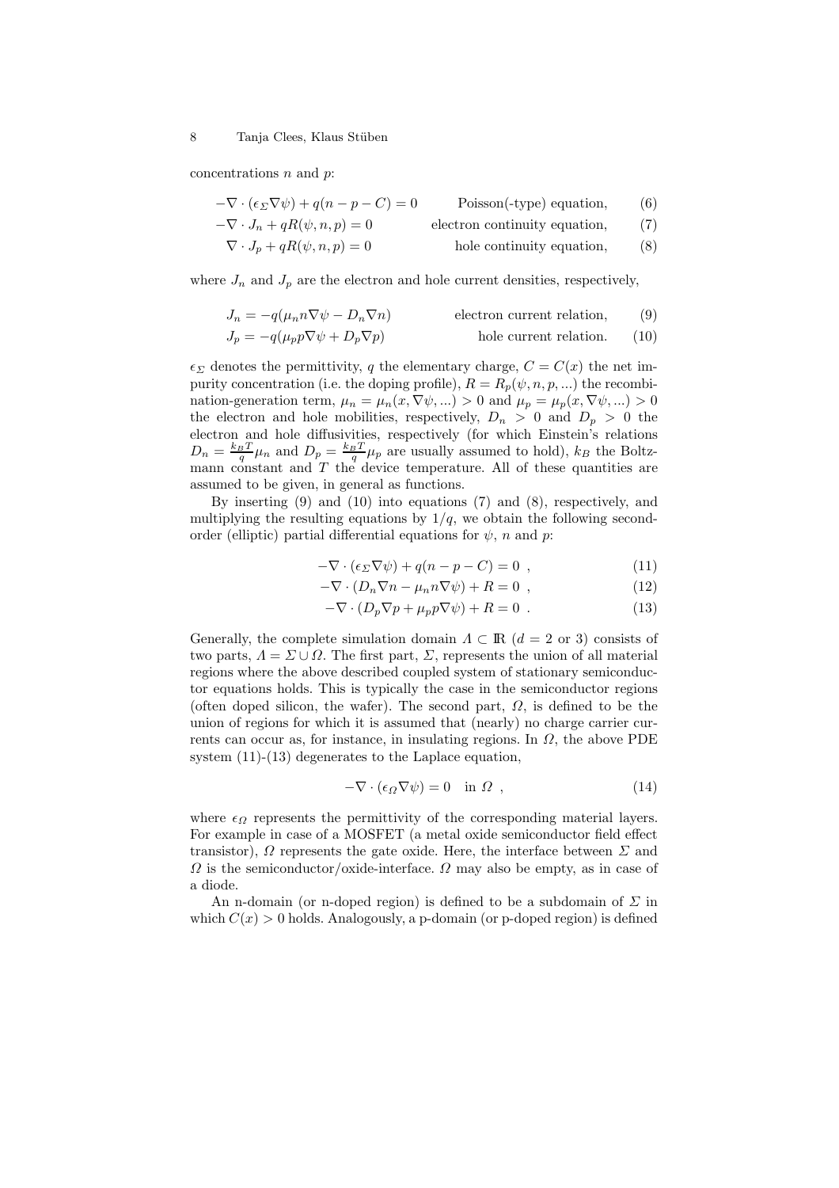concentrations $n$ and $p$:

$$-\nabla \cdot (\epsilon_\Sigma \nabla \psi) + q(n - p - C) = 0 \qquad \text{Poisson(-type) equation,} \qquad (6)$$

$$-\nabla \cdot J_n + qR(\psi, n, p) = 0 \qquad \text{electron continuity equation,} \qquad (7)$$

$$\nabla \cdot J_p + qR(\psi, n, p) = 0 \qquad \text{hole continuity equation,} \qquad (8)$$

where $J_n$ and $J_p$ are the electron and hole current densities, respectively,

$$J_n = -q(\mu_n n \nabla \psi - D_n \nabla n) \qquad \text{electron current relation,} \qquad (9)$$

$$J_p = -q(\mu_p p \nabla \psi + D_p \nabla p) \qquad \text{hole current relation.} \qquad (10)$$

$\epsilon_\Sigma$ denotes the permittivity, $q$ the elementary charge, $C = C(x)$ the net impurity concentration (i.e. the doping profile), $R = R_p(\psi, n, p, ...)$ the recombination-generation term, $\mu_n = \mu_n(x, \nabla \psi, ...) > 0$ and $\mu_p = \mu_p(x, \nabla \psi, ...) > 0$ the electron and hole mobilities, respectively, $D_n > 0$ and $D_p > 0$ the electron and hole diffusivities, respectively (for which Einstein's relations $D_n = \frac{k_B T}{q} \mu_n$ and $D_p = \frac{k_B T}{q} \mu_p$ are usually assumed to hold), $k_B$ the Boltzmann constant and $T$ the device temperature. All of these quantities are assumed to be given, in general as functions.

By inserting (9) and (10) into equations (7) and (8), respectively, and multiplying the resulting equations by $1/q$, we obtain the following second-order (elliptic) partial differential equations for $\psi$, $n$ and $p$:

$$-\nabla \cdot (\epsilon_\Sigma \nabla \psi) + q(n - p - C) = 0 \ , \qquad (11)$$

$$-\nabla \cdot (D_n \nabla n - \mu_n n \nabla \psi) + R = 0 \ , \qquad (12)$$

$$-\nabla \cdot (D_p \nabla p + \mu_p p \nabla \psi) + R = 0 \ . \qquad (13)$$

Generally, the complete simulation domain $\Lambda \subset \mathbb{R}$ ($d = 2$ or $3$) consists of two parts, $\Lambda = \Sigma \cup \Omega$. The first part, $\Sigma$, represents the union of all material regions where the above described coupled system of stationary semiconductor equations holds. This is typically the case in the semiconductor regions (often doped silicon, the wafer). The second part, $\Omega$, is defined to be the union of regions for which it is assumed that (nearly) no charge carrier currents can occur as, for instance, in insulating regions. In $\Omega$, the above PDE system (11)-(13) degenerates to the Laplace equation,

$$-\nabla \cdot (\epsilon_\Omega \nabla \psi) = 0 \quad \text{in } \Omega \ , \qquad (14)$$

where $\epsilon_\Omega$ represents the permittivity of the corresponding material layers. For example in case of a MOSFET (a metal oxide semiconductor field effect transistor), $\Omega$ represents the gate oxide. Here, the interface between $\Sigma$ and $\Omega$ is the semiconductor/oxide-interface. $\Omega$ may also be empty, as in case of a diode.

An n-domain (or n-doped region) is defined to be a subdomain of $\Sigma$ in which $C(x) > 0$ holds. Analogously, a p-domain (or p-doped region) is defined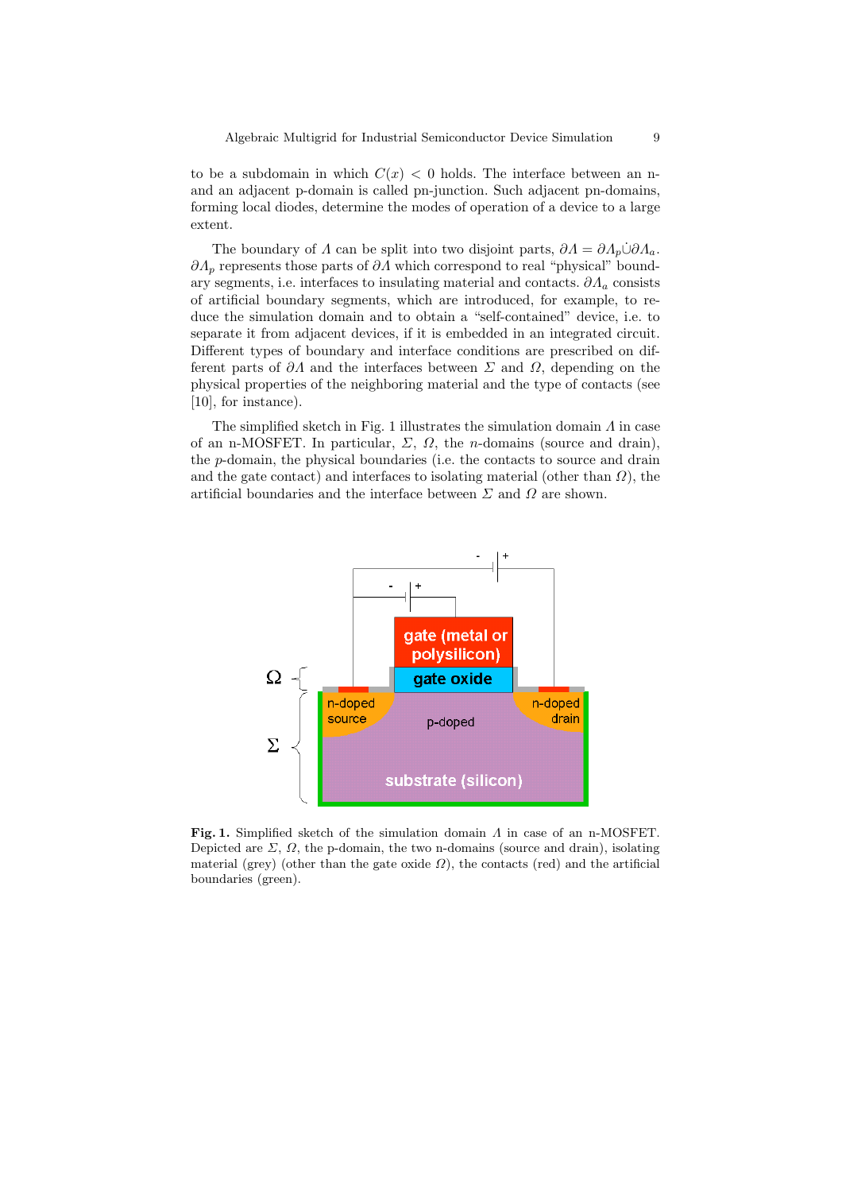to be a subdomain in which $C(x) < 0$ holds. The interface between an n- and an adjacent p-domain is called pn-junction. Such adjacent pn-domains, forming local diodes, determine the modes of operation of a device to a large extent.

The boundary of $\Lambda$ can be split into two disjoint parts, $\partial\Lambda = \partial\Lambda_p \dot{\cup} \partial\Lambda_a$. $\partial\Lambda_p$ represents those parts of $\partial\Lambda$ which correspond to real "physical" boundary segments, i.e. interfaces to insulating material and contacts. $\partial\Lambda_a$ consists of artificial boundary segments, which are introduced, for example, to reduce the simulation domain and to obtain a "self-contained" device, i.e. to separate it from adjacent devices, if it is embedded in an integrated circuit. Different types of boundary and interface conditions are prescribed on different parts of $\partial\Lambda$ and the interfaces between $\Sigma$ and $\Omega$, depending on the physical properties of the neighboring material and the type of contacts (see [10], for instance).

The simplified sketch in Fig. 1 illustrates the simulation domain $\Lambda$ in case of an n-MOSFET. In particular, $\Sigma$, $\Omega$, the $n$-domains (source and drain), the $p$-domain, the physical boundaries (i.e. the contacts to source and drain and the gate contact) and interfaces to isolating material (other than $\Omega$), the artificial boundaries and the interface between $\Sigma$ and $\Omega$ are shown.

**Fig. 1.** Simplified sketch of the simulation domain $\Lambda$ in case of an n-MOSFET. Depicted are $\Sigma$, $\Omega$, the p-domain, the two n-domains (source and drain), isolating material (grey) (other than the gate oxide $\Omega$), the contacts (red) and the artificial boundaries (green).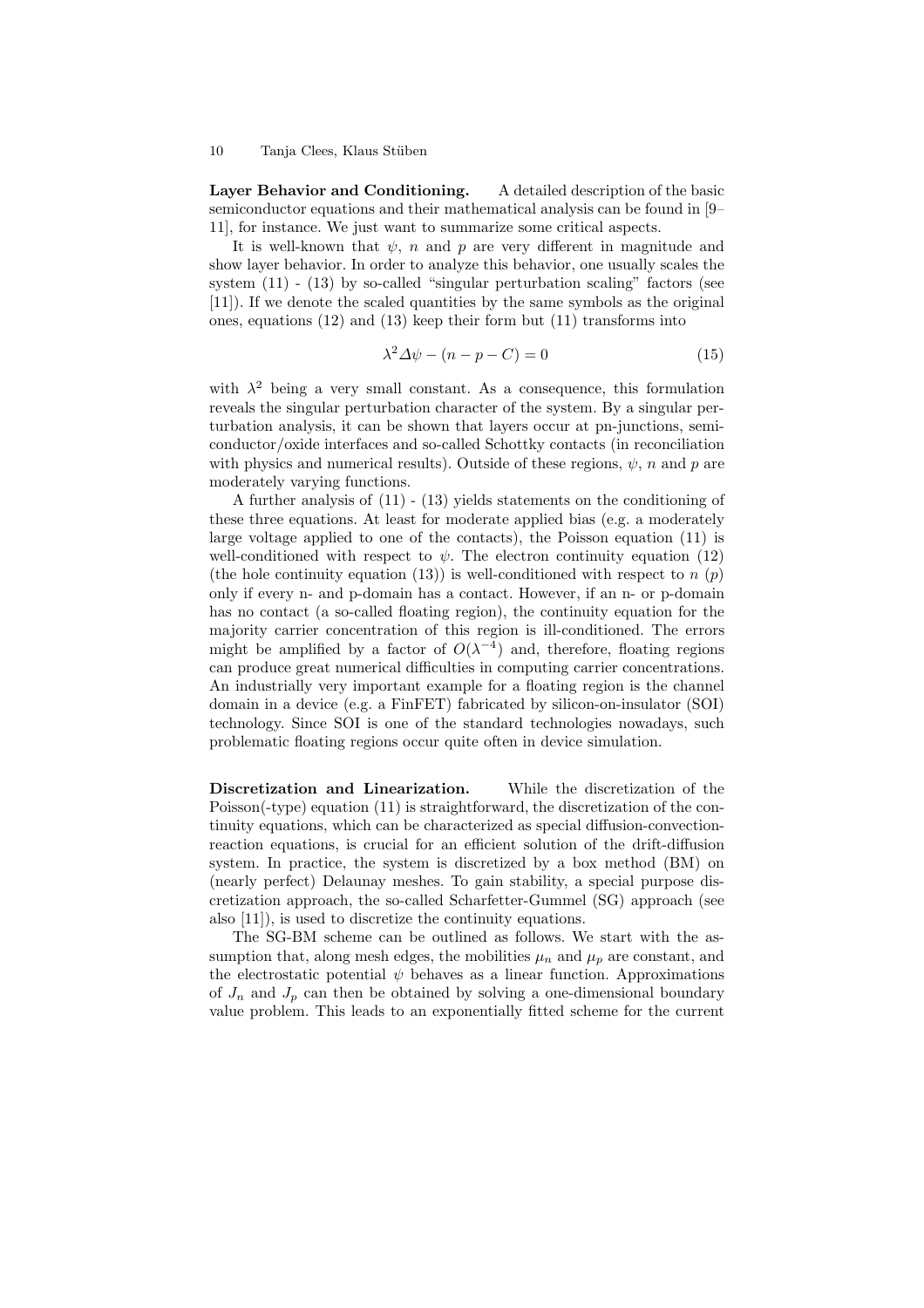**Layer Behavior and Conditioning.** A detailed description of the basic semiconductor equations and their mathematical analysis can be found in [9–11], for instance. We just want to summarize some critical aspects.

It is well-known that $\psi$, $n$ and $p$ are very different in magnitude and show layer behavior. In order to analyze this behavior, one usually scales the system (11) - (13) by so-called "singular perturbation scaling" factors (see [11]). If we denote the scaled quantities by the same symbols as the original ones, equations (12) and (13) keep their form but (11) transforms into

$$\lambda^2 \Delta\psi - (n - p - C) = 0 \tag{15}$$

with $\lambda^2$ being a very small constant. As a consequence, this formulation reveals the singular perturbation character of the system. By a singular perturbation analysis, it can be shown that layers occur at pn-junctions, semiconductor/oxide interfaces and so-called Schottky contacts (in reconciliation with physics and numerical results). Outside of these regions, $\psi$, $n$ and $p$ are moderately varying functions.

A further analysis of (11) - (13) yields statements on the conditioning of these three equations. At least for moderate applied bias (e.g. a moderately large voltage applied to one of the contacts), the Poisson equation (11) is well-conditioned with respect to $\psi$. The electron continuity equation (12) (the hole continuity equation (13)) is well-conditioned with respect to $n$ ($p$) only if every n- and p-domain has a contact. However, if an n- or p-domain has no contact (a so-called floating region), the continuity equation for the majority carrier concentration of this region is ill-conditioned. The errors might be amplified by a factor of $O(\lambda^{-4})$ and, therefore, floating regions can produce great numerical difficulties in computing carrier concentrations. An industrially very important example for a floating region is the channel domain in a device (e.g. a FinFET) fabricated by silicon-on-insulator (SOI) technology. Since SOI is one of the standard technologies nowadays, such problematic floating regions occur quite often in device simulation.

**Discretization and Linearization.** While the discretization of the Poisson(-type) equation (11) is straightforward, the discretization of the continuity equations, which can be characterized as special diffusion-convection-reaction equations, is crucial for an efficient solution of the drift-diffusion system. In practice, the system is discretized by a box method (BM) on (nearly perfect) Delaunay meshes. To gain stability, a special purpose discretization approach, the so-called Scharfetter-Gummel (SG) approach (see also [11]), is used to discretize the continuity equations.

The SG-BM scheme can be outlined as follows. We start with the assumption that, along mesh edges, the mobilities $\mu_n$ and $\mu_p$ are constant, and the electrostatic potential $\psi$ behaves as a linear function. Approximations of $J_n$ and $J_p$ can then be obtained by solving a one-dimensional boundary value problem. This leads to an exponentially fitted scheme for the current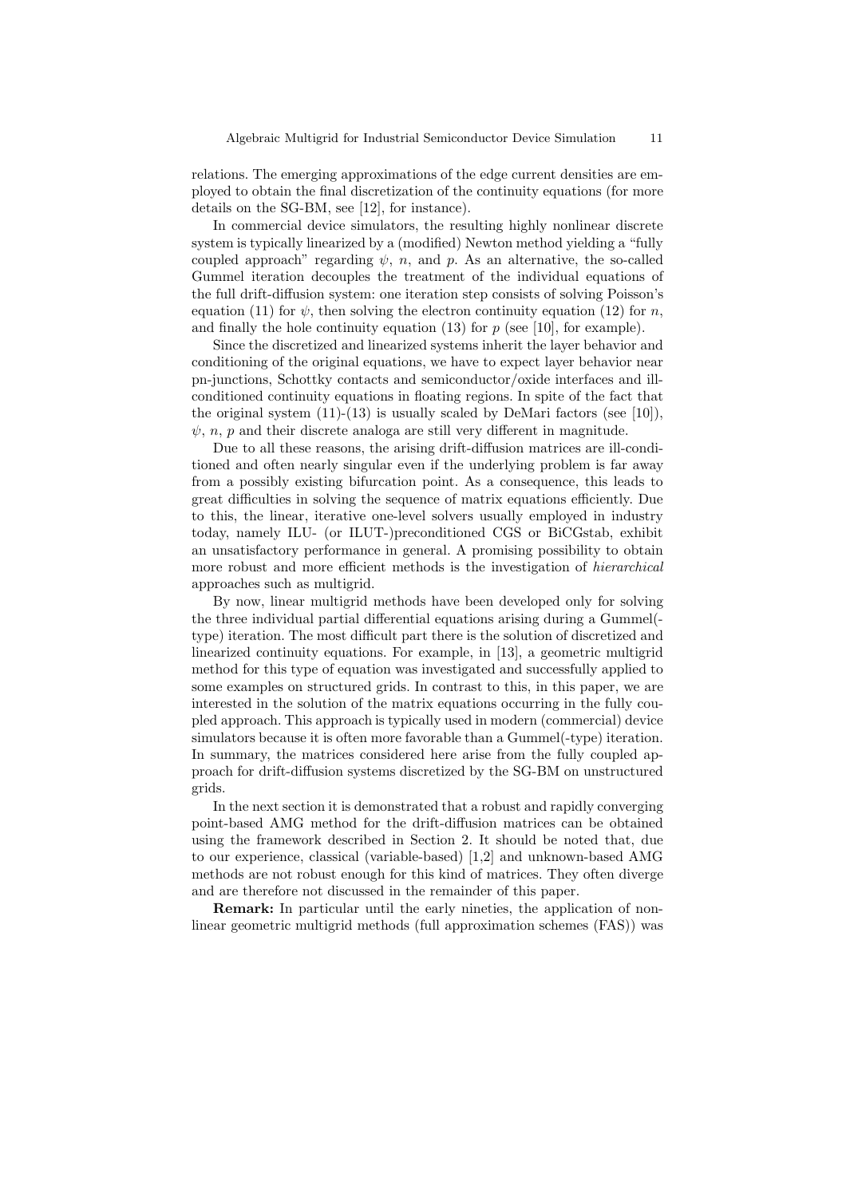relations. The emerging approximations of the edge current densities are employed to obtain the final discretization of the continuity equations (for more details on the SG-BM, see [12], for instance).

In commercial device simulators, the resulting highly nonlinear discrete system is typically linearized by a (modified) Newton method yielding a "fully coupled approach" regarding $\psi$, $n$, and $p$. As an alternative, the so-called Gummel iteration decouples the treatment of the individual equations of the full drift-diffusion system: one iteration step consists of solving Poisson's equation (11) for $\psi$, then solving the electron continuity equation (12) for $n$, and finally the hole continuity equation (13) for $p$ (see [10], for example).

Since the discretized and linearized systems inherit the layer behavior and conditioning of the original equations, we have to expect layer behavior near pn-junctions, Schottky contacts and semiconductor/oxide interfaces and ill-conditioned continuity equations in floating regions. In spite of the fact that the original system (11)-(13) is usually scaled by DeMari factors (see [10]), $\psi$, $n$, $p$ and their discrete analoga are still very different in magnitude.

Due to all these reasons, the arising drift-diffusion matrices are ill-conditioned and often nearly singular even if the underlying problem is far away from a possibly existing bifurcation point. As a consequence, this leads to great difficulties in solving the sequence of matrix equations efficiently. Due to this, the linear, iterative one-level solvers usually employed in industry today, namely ILU- (or ILUT-)preconditioned CGS or BiCGstab, exhibit an unsatisfactory performance in general. A promising possibility to obtain more robust and more efficient methods is the investigation of *hierarchical* approaches such as multigrid.

By now, linear multigrid methods have been developed only for solving the three individual partial differential equations arising during a Gummel(-type) iteration. The most difficult part there is the solution of discretized and linearized continuity equations. For example, in [13], a geometric multigrid method for this type of equation was investigated and successfully applied to some examples on structured grids. In contrast to this, in this paper, we are interested in the solution of the matrix equations occurring in the fully coupled approach. This approach is typically used in modern (commercial) device simulators because it is often more favorable than a Gummel(-type) iteration. In summary, the matrices considered here arise from the fully coupled approach for drift-diffusion systems discretized by the SG-BM on unstructured grids.

In the next section it is demonstrated that a robust and rapidly converging point-based AMG method for the drift-diffusion matrices can be obtained using the framework described in Section 2. It should be noted that, due to our experience, classical (variable-based) [1,2] and unknown-based AMG methods are not robust enough for this kind of matrices. They often diverge and are therefore not discussed in the remainder of this paper.

**Remark:** In particular until the early nineties, the application of nonlinear geometric multigrid methods (full approximation schemes (FAS)) was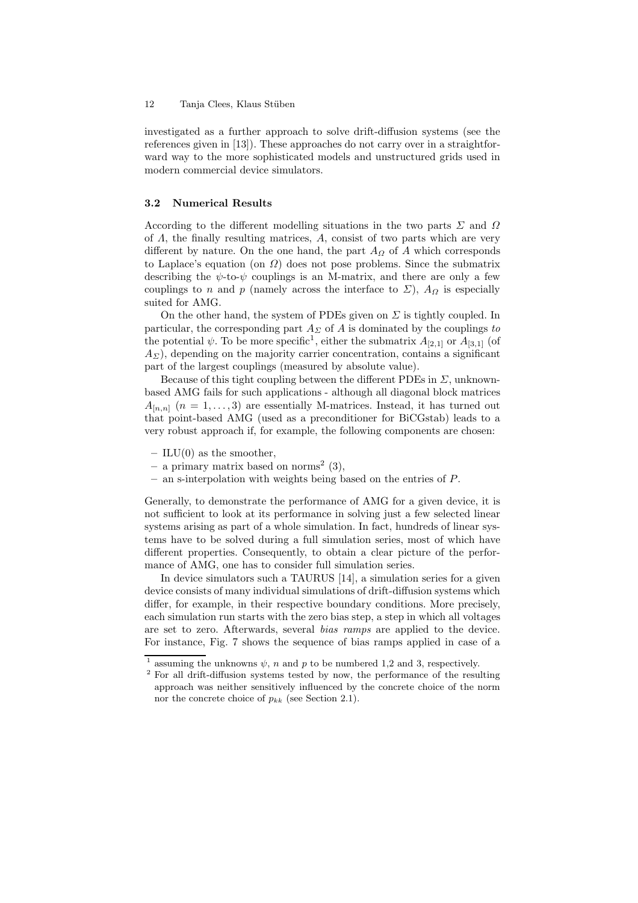investigated as a further approach to solve drift-diffusion systems (see the references given in [13]). These approaches do not carry over in a straightforward way to the more sophisticated models and unstructured grids used in modern commercial device simulators.

### 3.2 Numerical Results

According to the different modelling situations in the two parts $\Sigma$ and $\Omega$ of $\Lambda$, the finally resulting matrices, $A$, consist of two parts which are very different by nature. On the one hand, the part $A_\Omega$ of $A$ which corresponds to Laplace's equation (on $\Omega$) does not pose problems. Since the submatrix describing the $\psi$-to-$\psi$ couplings is an M-matrix, and there are only a few couplings to $n$ and $p$ (namely across the interface to $\Sigma$), $A_\Omega$ is especially suited for AMG.

On the other hand, the system of PDEs given on $\Sigma$ is tightly coupled. In particular, the corresponding part $A_\Sigma$ of $A$ is dominated by the couplings *to* the potential $\psi$. To be more specific[1], either the submatrix $A_{[2,1]}$ or $A_{[3,1]}$ (of $A_\Sigma$), depending on the majority carrier concentration, contains a significant part of the largest couplings (measured by absolute value).

Because of this tight coupling between the different PDEs in $\Sigma$, unknown-based AMG fails for such applications - although all diagonal block matrices $A_{[n,n]}$ $(n = 1, \ldots, 3)$ are essentially M-matrices. Instead, it has turned out that point-based AMG (used as a preconditioner for BiCGstab) leads to a very robust approach if, for example, the following components are chosen:

- ILU(0) as the smoother,
- a primary matrix based on norms[2] (3),
- an s-interpolation with weights being based on the entries of $P$.

Generally, to demonstrate the performance of AMG for a given device, it is not sufficient to look at its performance in solving just a few selected linear systems arising as part of a whole simulation. In fact, hundreds of linear systems have to be solved during a full simulation series, most of which have different properties. Consequently, to obtain a clear picture of the performance of AMG, one has to consider full simulation series.

In device simulators such a TAURUS [14], a simulation series for a given device consists of many individual simulations of drift-diffusion systems which differ, for example, in their respective boundary conditions. More precisely, each simulation run starts with the zero bias step, a step in which all voltages are set to zero. Afterwards, several *bias ramps* are applied to the device. For instance, Fig. 7 shows the sequence of bias ramps applied in case of a

---

[1] assuming the unknowns $\psi$, $n$ and $p$ to be numbered 1,2 and 3, respectively.

[2] For all drift-diffusion systems tested by now, the performance of the resulting approach was neither sensitively influenced by the concrete choice of the norm nor the concrete choice of $p_{kk}$ (see Section 2.1).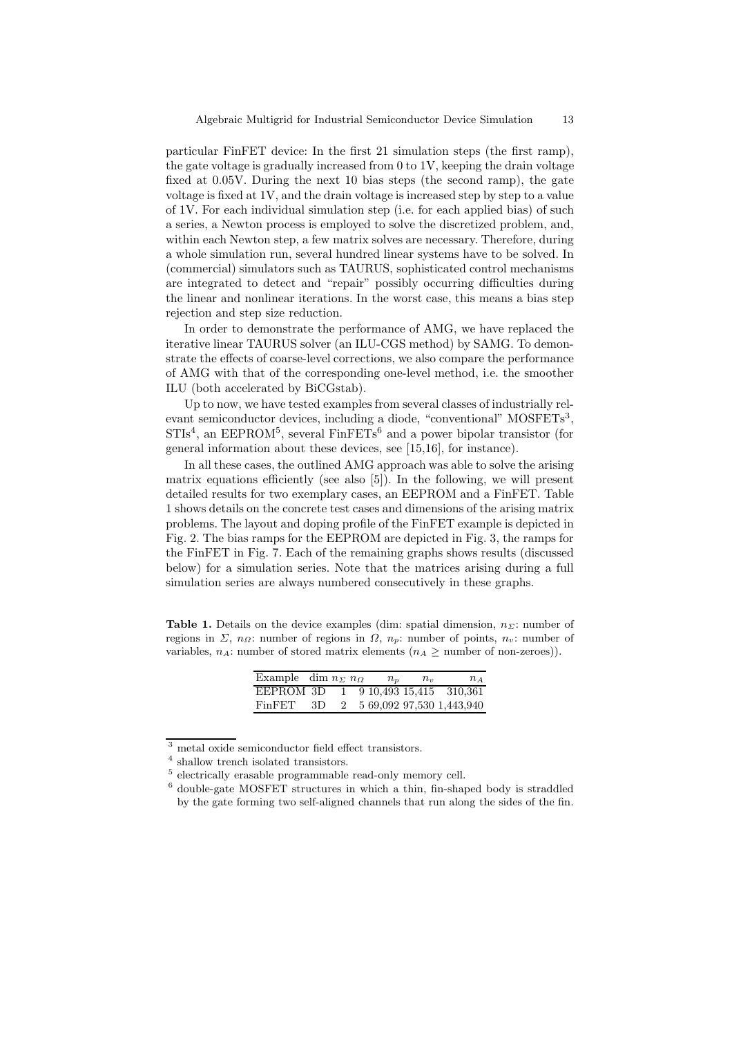particular FinFET device: In the first 21 simulation steps (the first ramp), the gate voltage is gradually increased from 0 to 1V, keeping the drain voltage fixed at 0.05V. During the next 10 bias steps (the second ramp), the gate voltage is fixed at 1V, and the drain voltage is increased step by step to a value of 1V. For each individual simulation step (i.e. for each applied bias) of such a series, a Newton process is employed to solve the discretized problem, and, within each Newton step, a few matrix solves are necessary. Therefore, during a whole simulation run, several hundred linear systems have to be solved. In (commercial) simulators such as TAURUS, sophisticated control mechanisms are integrated to detect and "repair" possibly occurring difficulties during the linear and nonlinear iterations. In the worst case, this means a bias step rejection and step size reduction.

In order to demonstrate the performance of AMG, we have replaced the iterative linear TAURUS solver (an ILU-CGS method) by SAMG. To demonstrate the effects of coarse-level corrections, we also compare the performance of AMG with that of the corresponding one-level method, i.e. the smoother ILU (both accelerated by BiCGstab).

Up to now, we have tested examples from several classes of industrially relevant semiconductor devices, including a diode, "conventional" MOSFETs[3], STIs[4], an EEPROM[5], several FinFETs[6] and a power bipolar transistor (for general information about these devices, see [15,16], for instance).

In all these cases, the outlined AMG approach was able to solve the arising matrix equations efficiently (see also [5]). In the following, we will present detailed results for two exemplary cases, an EEPROM and a FinFET. Table 1 shows details on the concrete test cases and dimensions of the arising matrix problems. The layout and doping profile of the FinFET example is depicted in Fig. 2. The bias ramps for the EEPROM are depicted in Fig. 3, the ramps for the FinFET in Fig. 7. Each of the remaining graphs shows results (discussed below) for a simulation series. Note that the matrices arising during a full simulation series are always numbered consecutively in these graphs.

**Table 1.** Details on the device examples (dim: spatial dimension, $n_\Sigma$: number of regions in $\Sigma$, $n_\Omega$: number of regions in $\Omega$, $n_p$: number of points, $n_v$: number of variables, $n_A$: number of stored matrix elements ($n_A \geq$ number of non-zeroes)).

| Example | dim | $n_\Sigma$ | $n_\Omega$ | $n_p$ | $n_v$ | $n_A$ |
|---|---|---|---|---|---|---|
| EEPROM | 3D | 1 | 9 | 10,493 | 15,415 | 310,361 |
| FinFET | 3D | 2 | 5 | 69,092 | 97,530 | 1,443,940 |

---

[3] metal oxide semiconductor field effect transistors.

[4] shallow trench isolated transistors.

[5] electrically erasable programmable read-only memory cell.

[6] double-gate MOSFET structures in which a thin, fin-shaped body is straddled by the gate forming two self-aligned channels that run along the sides of the fin.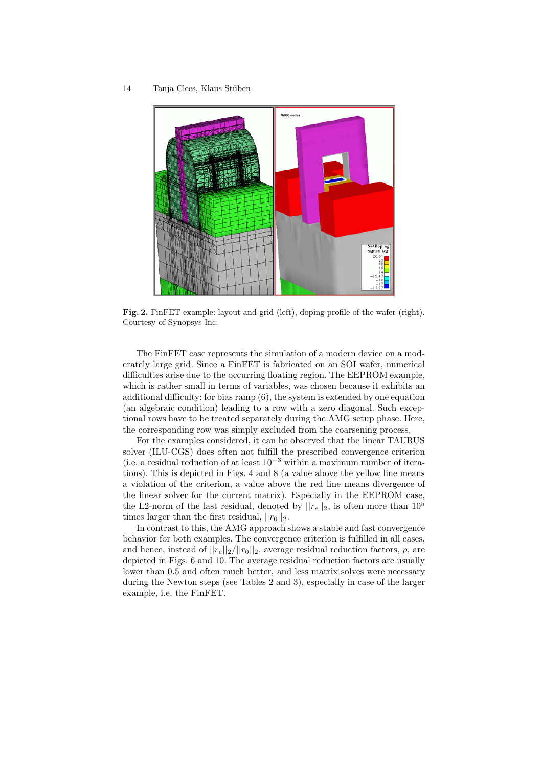**Fig. 2.** FinFET example: layout and grid (left), doping profile of the wafer (right). Courtesy of Synopsys Inc.

The FinFET case represents the simulation of a modern device on a moderately large grid. Since a FinFET is fabricated on an SOI wafer, numerical difficulties arise due to the occurring floating region. The EEPROM example, which is rather small in terms of variables, was chosen because it exhibits an additional difficulty: for bias ramp (6), the system is extended by one equation (an algebraic condition) leading to a row with a zero diagonal. Such exceptional rows have to be treated separately during the AMG setup phase. Here, the corresponding row was simply excluded from the coarsening process.

For the examples considered, it can be observed that the linear TAURUS solver (ILU-CGS) does often not fulfill the prescribed convergence criterion (i.e. a residual reduction of at least $10^{-3}$ within a maximum number of iterations). This is depicted in Figs. 4 and 8 (a value above the yellow line means a violation of the criterion, a value above the red line means divergence of the linear solver for the current matrix). Especially in the EEPROM case, the L2-norm of the last residual, denoted by $||r_e||_2$, is often more than $10^5$ times larger than the first residual, $||r_0||_2$.

In contrast to this, the AMG approach shows a stable and fast convergence behavior for both examples. The convergence criterion is fulfilled in all cases, and hence, instead of $||r_e||_2/||r_0||_2$, average residual reduction factors, $\rho$, are depicted in Figs. 6 and 10. The average residual reduction factors are usually lower than 0.5 and often much better, and less matrix solves were necessary during the Newton steps (see Tables 2 and 3), especially in case of the larger example, i.e. the FinFET.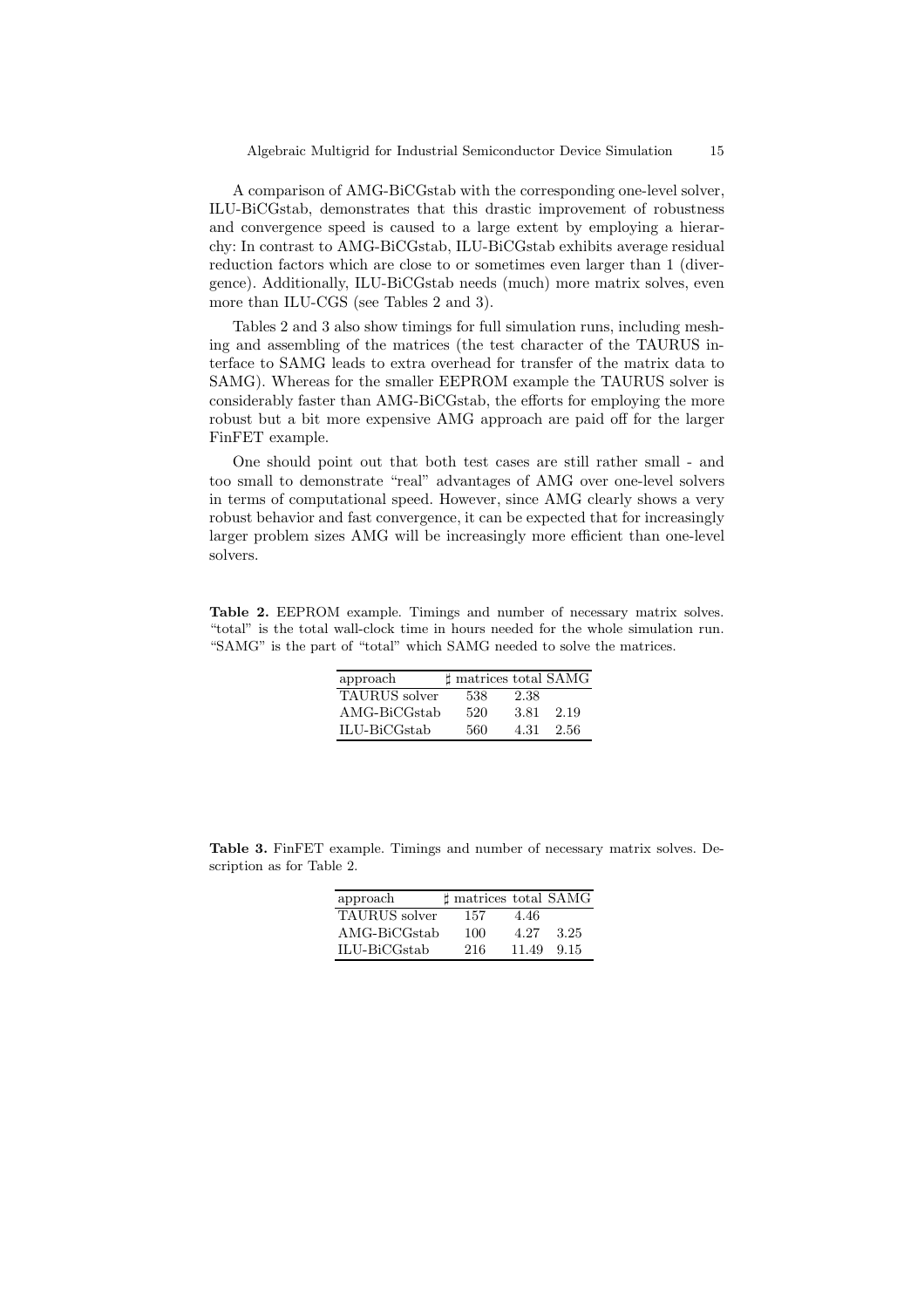A comparison of AMG-BiCGstab with the corresponding one-level solver, ILU-BiCGstab, demonstrates that this drastic improvement of robustness and convergence speed is caused to a large extent by employing a hierarchy: In contrast to AMG-BiCGstab, ILU-BiCGstab exhibits average residual reduction factors which are close to or sometimes even larger than 1 (divergence). Additionally, ILU-BiCGstab needs (much) more matrix solves, even more than ILU-CGS (see Tables 2 and 3).

Tables 2 and 3 also show timings for full simulation runs, including meshing and assembling of the matrices (the test character of the TAURUS interface to SAMG leads to extra overhead for transfer of the matrix data to SAMG). Whereas for the smaller EEPROM example the TAURUS solver is considerably faster than AMG-BiCGstab, the efforts for employing the more robust but a bit more expensive AMG approach are paid off for the larger FinFET example.

One should point out that both test cases are still rather small - and too small to demonstrate "real" advantages of AMG over one-level solvers in terms of computational speed. However, since AMG clearly shows a very robust behavior and fast convergence, it can be expected that for increasingly larger problem sizes AMG will be increasingly more efficient than one-level solvers.

**Table 2.** EEPROM example. Timings and number of necessary matrix solves. "total" is the total wall-clock time in hours needed for the whole simulation run. "SAMG" is the part of "total" which SAMG needed to solve the matrices.

| approach | ♯ matrices | total | SAMG |
|---|---|---|---|
| TAURUS solver | 538 | 2.38 | |
| AMG-BiCGstab | 520 | 3.81 | 2.19 |
| ILU-BiCGstab | 560 | 4.31 | 2.56 |

**Table 3.** FinFET example. Timings and number of necessary matrix solves. Description as for Table 2.

| approach | ♯ matrices | total | SAMG |
|---|---|---|---|
| TAURUS solver | 157 | 4.46 | |
| AMG-BiCGstab | 100 | 4.27 | 3.25 |
| ILU-BiCGstab | 216 | 11.49 | 9.15 |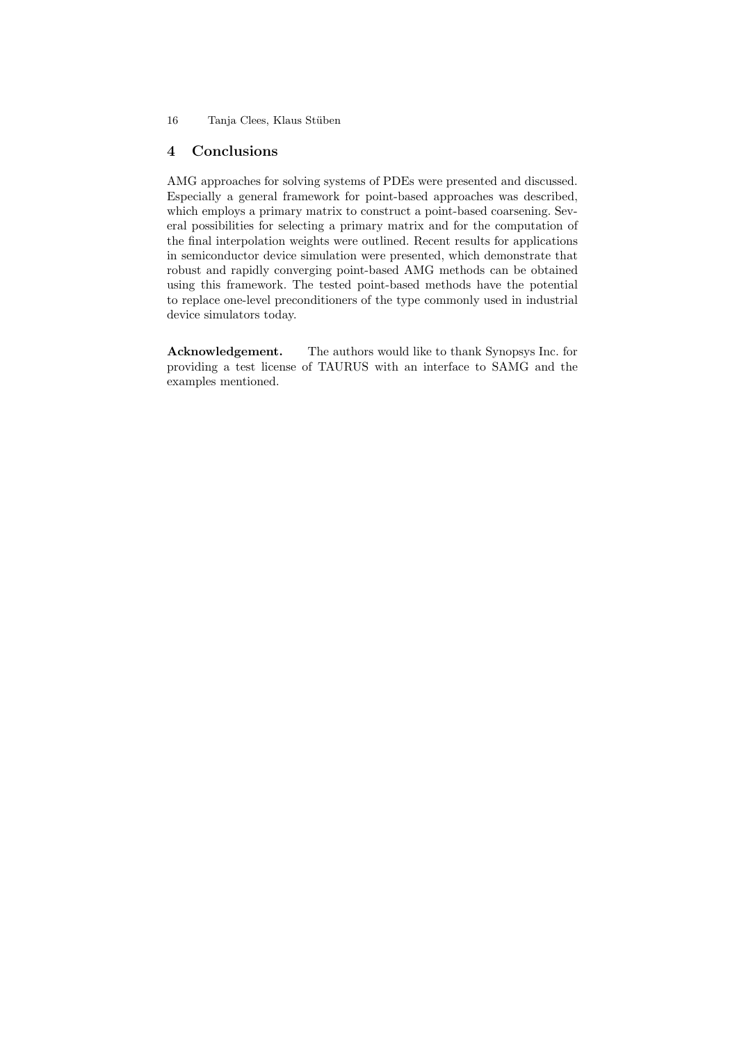## 4 Conclusions

AMG approaches for solving systems of PDEs were presented and discussed. Especially a general framework for point-based approaches was described, which employs a primary matrix to construct a point-based coarsening. Several possibilities for selecting a primary matrix and for the computation of the final interpolation weights were outlined. Recent results for applications in semiconductor device simulation were presented, which demonstrate that robust and rapidly converging point-based AMG methods can be obtained using this framework. The tested point-based methods have the potential to replace one-level preconditioners of the type commonly used in industrial device simulators today.

**Acknowledgement.** The authors would like to thank Synopsys Inc. for providing a test license of TAURUS with an interface to SAMG and the examples mentioned.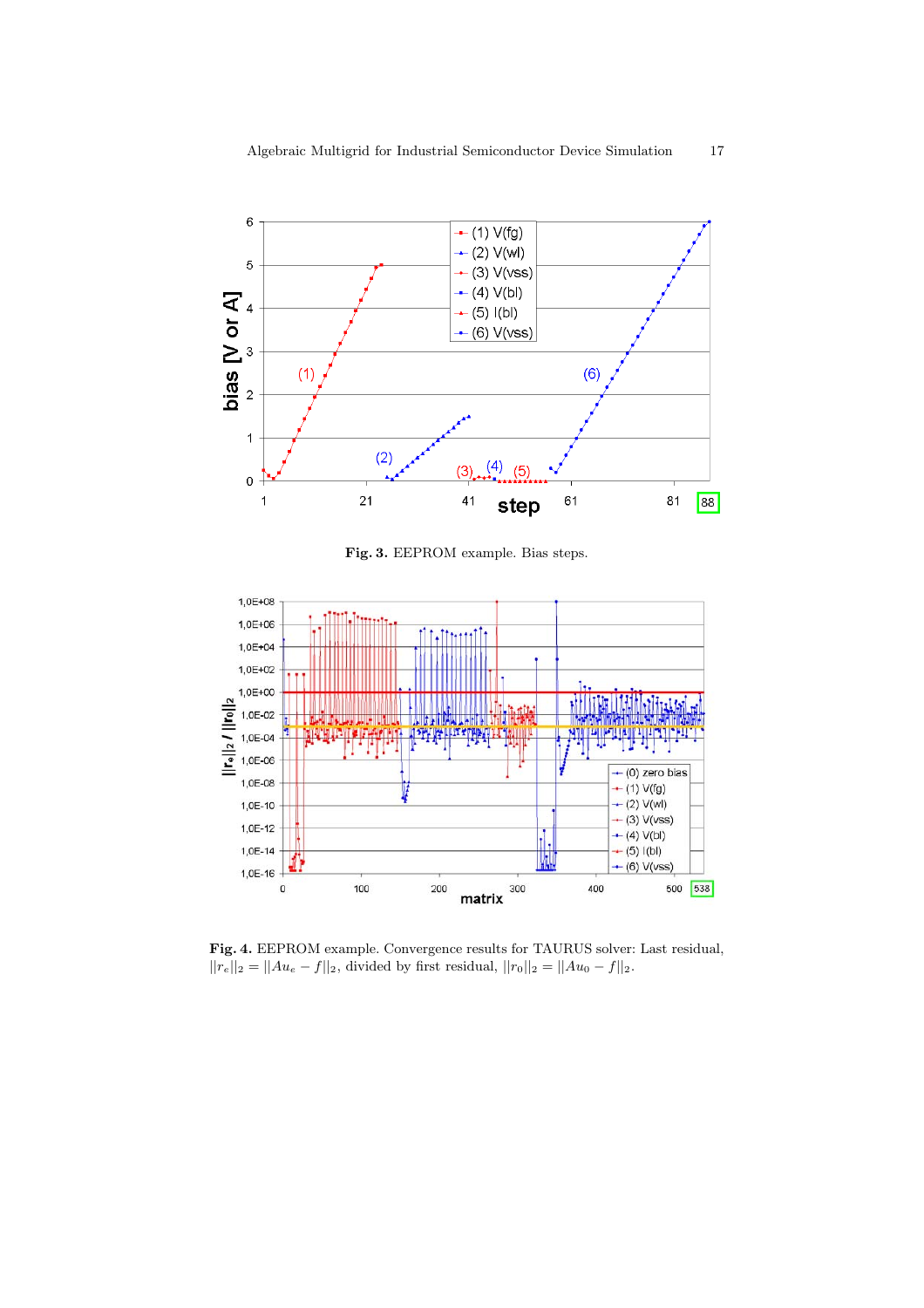**Fig. 3.** EEPROM example. Bias steps.

**Fig. 4.** EEPROM example. Convergence results for TAURUS solver: Last residual, $||r_e||_2 = ||Au_e - f||_2$, divided by first residual, $||r_0||_2 = ||Au_0 - f||_2$.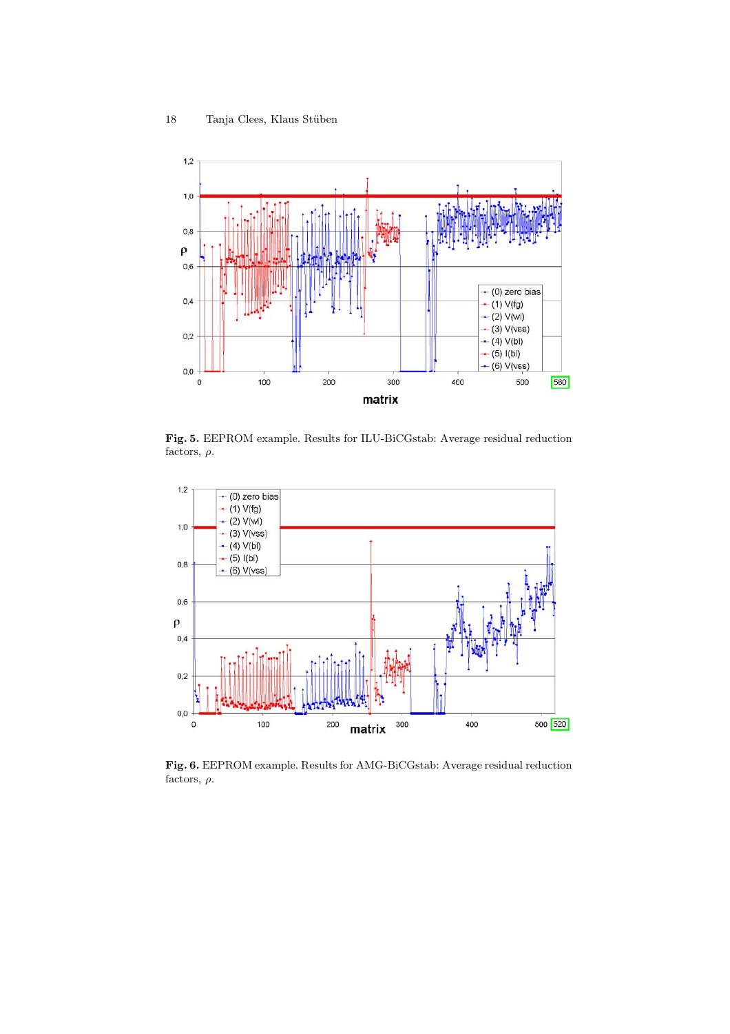Fig. 5. EEPROM example. Results for ILU-BiCGstab: Average residual reduction factors, $\rho$.

Fig. 6. EEPROM example. Results for AMG-BiCGstab: Average residual reduction factors, $\rho$.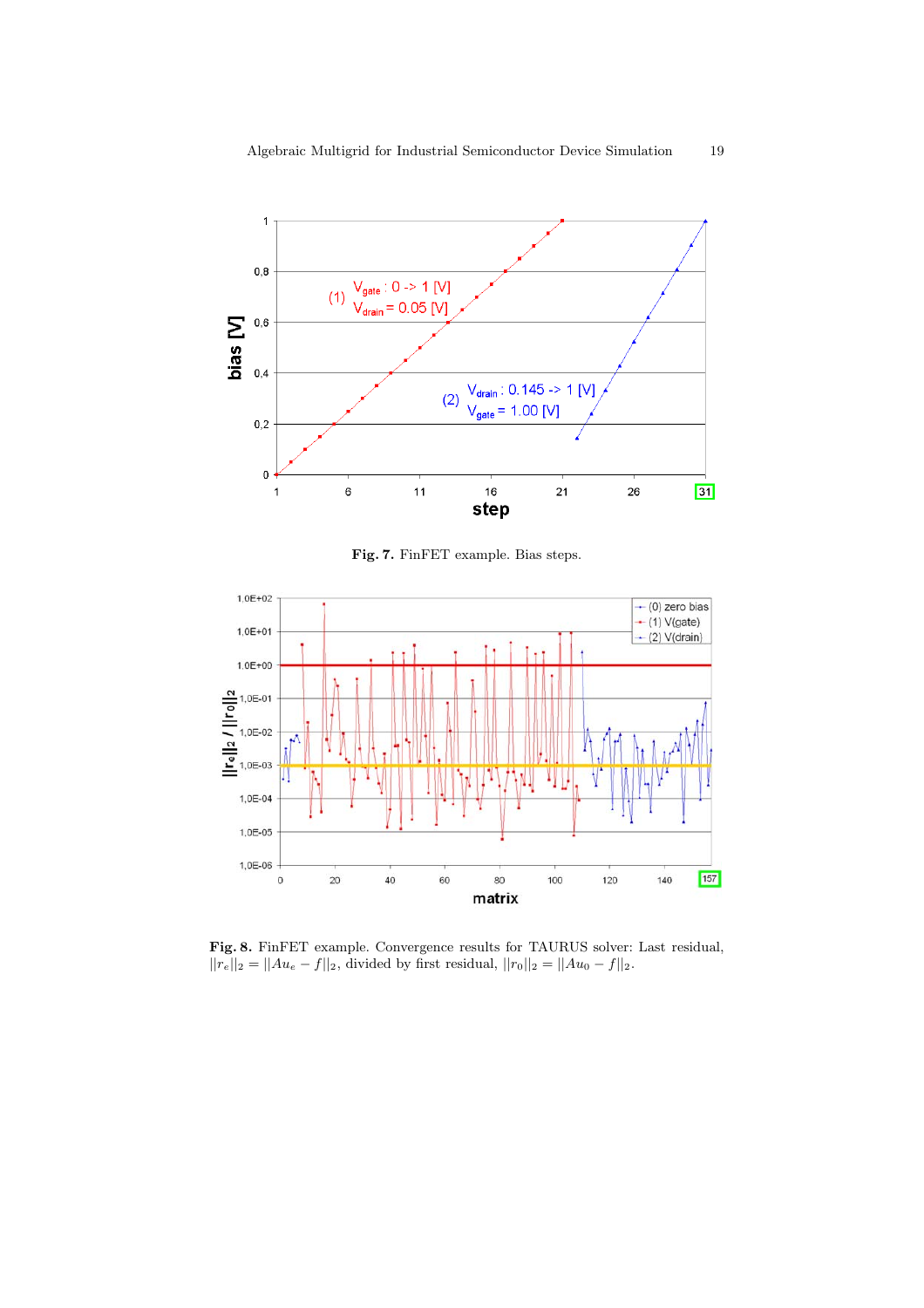**Fig. 7.** FinFET example. Bias steps.

**Fig. 8.** FinFET example. Convergence results for TAURUS solver: Last residual, $||r_e||_2 = ||Au_e - f||_2$, divided by first residual, $||r_0||_2 = ||Au_0 - f||_2$.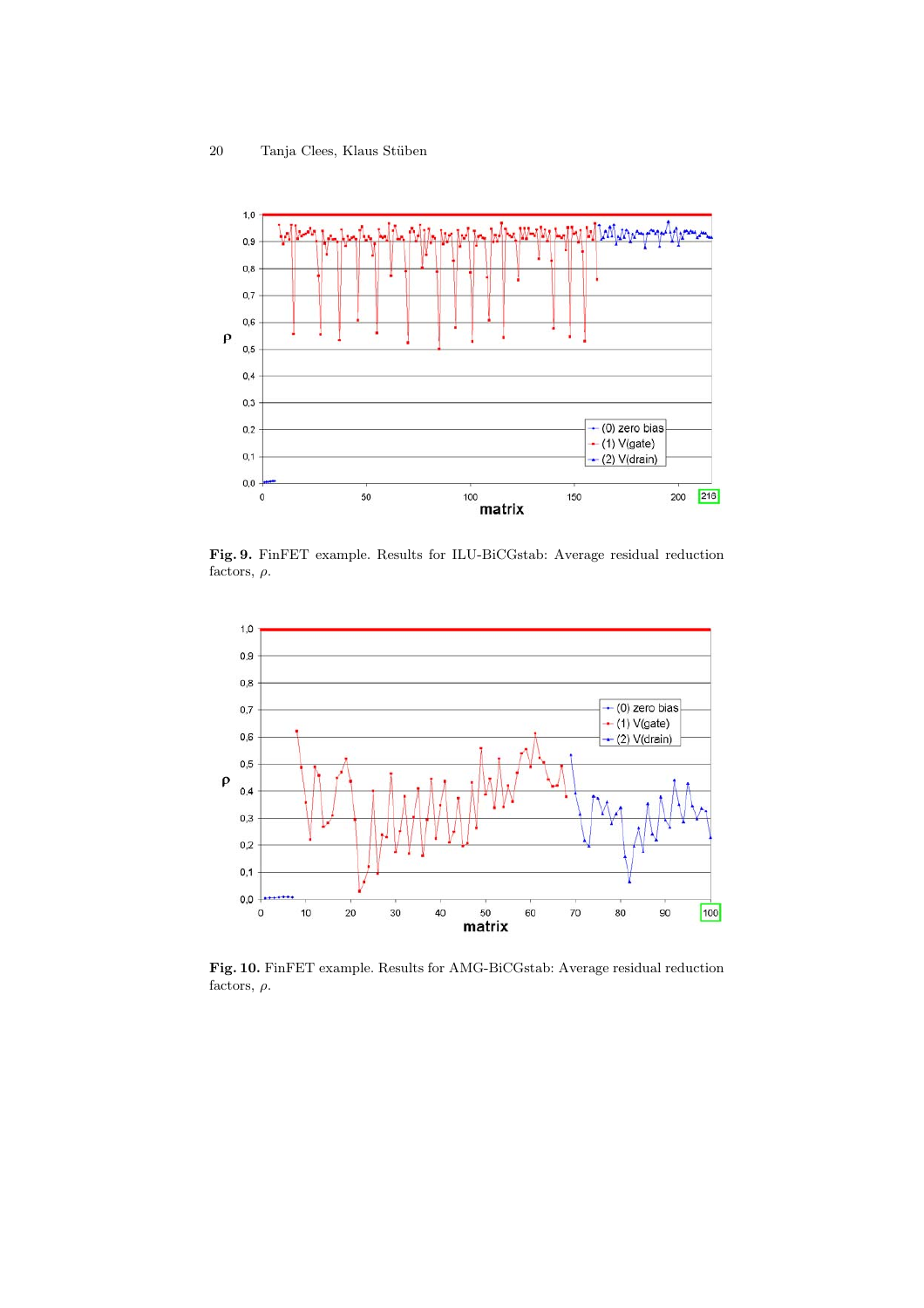**Fig. 9.** FinFET example. Results for ILU-BiCGstab: Average residual reduction factors, $\rho$.

**Fig. 10.** FinFET example. Results for AMG-BiCGstab: Average residual reduction factors, $\rho$.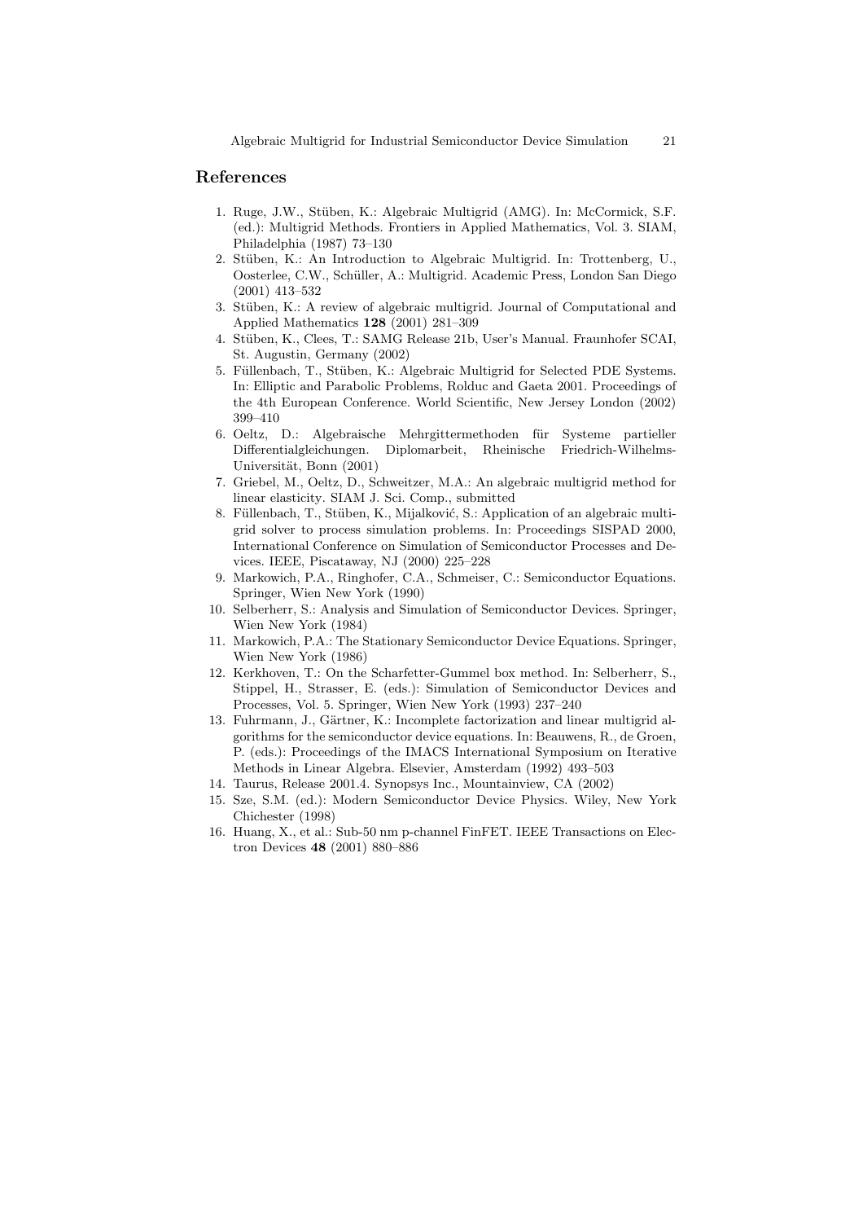## References

1. Ruge, J.W., Stüben, K.: Algebraic Multigrid (AMG). In: McCormick, S.F. (ed.): Multigrid Methods. Frontiers in Applied Mathematics, Vol. 3. SIAM, Philadelphia (1987) 73–130
2. Stüben, K.: An Introduction to Algebraic Multigrid. In: Trottenberg, U., Oosterlee, C.W., Schüller, A.: Multigrid. Academic Press, London San Diego (2001) 413–532
3. Stüben, K.: A review of algebraic multigrid. Journal of Computational and Applied Mathematics **128** (2001) 281–309
4. Stüben, K., Clees, T.: SAMG Release 21b, User's Manual. Fraunhofer SCAI, St. Augustin, Germany (2002)
5. Füllenbach, T., Stüben, K.: Algebraic Multigrid for Selected PDE Systems. In: Elliptic and Parabolic Problems, Rolduc and Gaeta 2001. Proceedings of the 4th European Conference. World Scientific, New Jersey London (2002) 399–410
6. Oeltz, D.: Algebraische Mehrgittermethoden für Systeme partieller Differentialgleichungen. Diplomarbeit, Rheinische Friedrich-Wilhelms-Universität, Bonn (2001)
7. Griebel, M., Oeltz, D., Schweitzer, M.A.: An algebraic multigrid method for linear elasticity. SIAM J. Sci. Comp., submitted
8. Füllenbach, T., Stüben, K., Mijalković, S.: Application of an algebraic multigrid solver to process simulation problems. In: Proceedings SISPAD 2000, International Conference on Simulation of Semiconductor Processes and Devices. IEEE, Piscataway, NJ (2000) 225–228
9. Markowich, P.A., Ringhofer, C.A., Schmeiser, C.: Semiconductor Equations. Springer, Wien New York (1990)
10. Selberherr, S.: Analysis and Simulation of Semiconductor Devices. Springer, Wien New York (1984)
11. Markowich, P.A.: The Stationary Semiconductor Device Equations. Springer, Wien New York (1986)
12. Kerkhoven, T.: On the Scharfetter-Gummel box method. In: Selberherr, S., Stippel, H., Strasser, E. (eds.): Simulation of Semiconductor Devices and Processes, Vol. 5. Springer, Wien New York (1993) 237–240
13. Fuhrmann, J., Gärtner, K.: Incomplete factorization and linear multigrid algorithms for the semiconductor device equations. In: Beauwens, R., de Groen, P. (eds.): Proceedings of the IMACS International Symposium on Iterative Methods in Linear Algebra. Elsevier, Amsterdam (1992) 493–503
14. Taurus, Release 2001.4. Synopsys Inc., Mountainview, CA (2002)
15. Sze, S.M. (ed.): Modern Semiconductor Device Physics. Wiley, New York Chichester (1998)
16. Huang, X., et al.: Sub-50 nm p-channel FinFET. IEEE Transactions on Electron Devices **48** (2001) 880–886